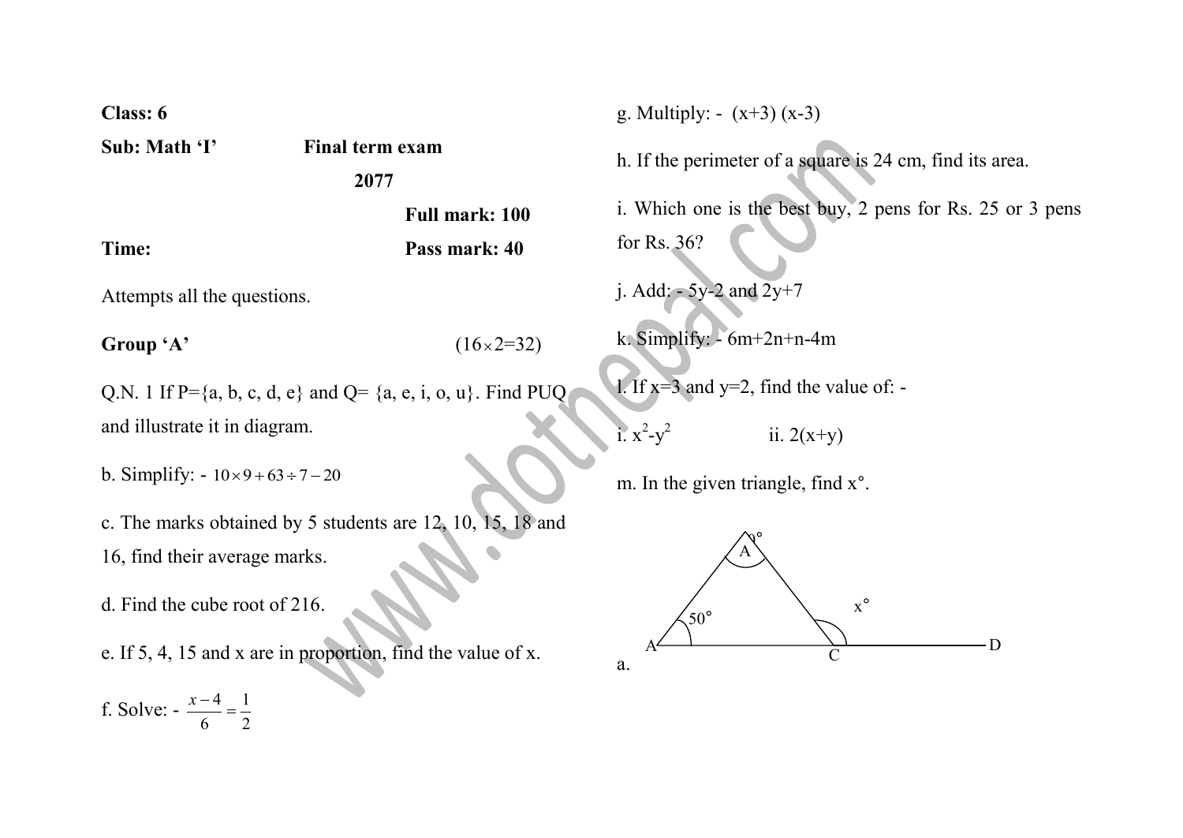**Class: 6**

**Sub: Math 'I'** **Final term exam 2077**

**Full mark: 100**

**Time:** **Pass mark: 40**

Attempts all the questions.

**Group 'A'** ($16 \times 2 = 32$)

Q.N. 1 If P={a, b, c, d, e} and Q= {a, e, i, o, u}. Find PUQ and illustrate it in diagram.

b. Simplify: - $10 \times 9 + 63 \div 7 - 20$

c. The marks obtained by 5 students are 12, 10, 15, 18 and 16, find their average marks.

d. Find the cube root of 216.

e. If 5, 4, 15 and x are in proportion, find the value of x.

f. Solve: - $\frac{x-4}{6} = \frac{1}{2}$

g. Multiply: - $(x+3)(x-3)$

h. If the perimeter of a square is 24 cm, find its area.

i. Which one is the best buy, 2 pens for Rs. 25 or 3 pens for Rs. 36?

j. Add: - 5y-2 and 2y+7

k. Simplify: - 6m+2n+n-4m

l. If x=3 and y=2, find the value of: -

i. $x^2 - y^2$ ii. $2(x+y)$

m. In the given triangle, find x°.

a.

(Figure: triangle with vertices A (top, angle 90°), A (bottom left, angle 50°) and C, with AC extended to D; exterior angle at C marked x°.)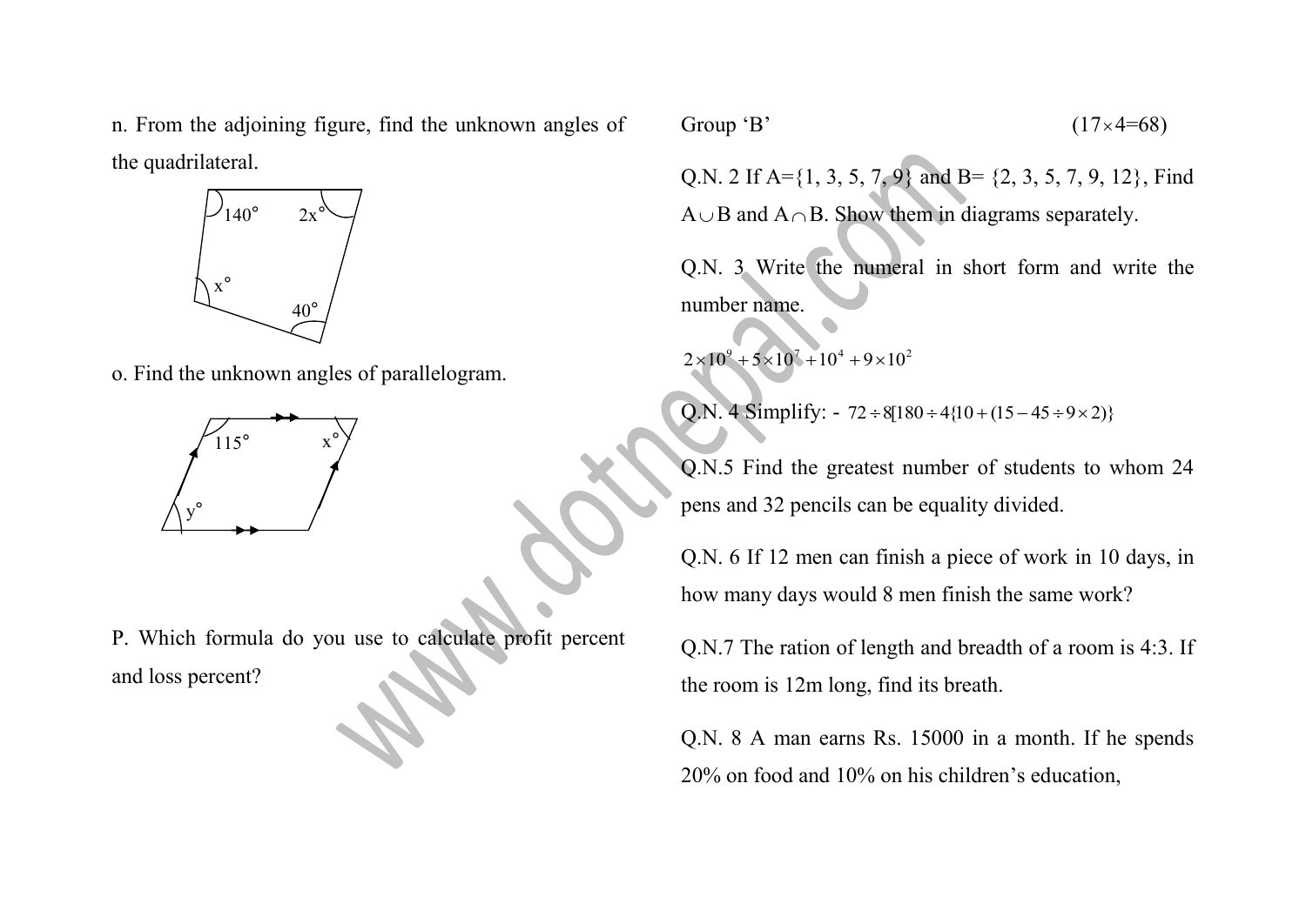n. From the adjoining figure, find the unknown angles of the quadrilateral.

o. Find the unknown angles of parallelogram.

P. Which formula do you use to calculate profit percent and loss percent?

## Group 'B' $(17 \times 4 = 68)$

Q.N. 2 If A={1, 3, 5, 7, 9} and B= {2, 3, 5, 7, 9, 12}, Find $A \cup B$ and $A \cap B$. Show them in diagrams separately.

Q.N. 3 Write the numeral in short form and write the number name.

$2 \times 10^9 + 5 \times 10^7 + 10^4 + 9 \times 10^2$

Q.N. 4 Simplify: - $72 \div 8[180 \div 4\{10 + (15 - 45 \div 9 \times 2)\}$

Q.N.5 Find the greatest number of students to whom 24 pens and 32 pencils can be equality divided.

Q.N. 6 If 12 men can finish a piece of work in 10 days, in how many days would 8 men finish the same work?

Q.N.7 The ration of length and breadth of a room is 4:3. If the room is 12m long, find its breath.

Q.N. 8 A man earns Rs. 15000 in a month. If he spends 20% on food and 10% on his children's education,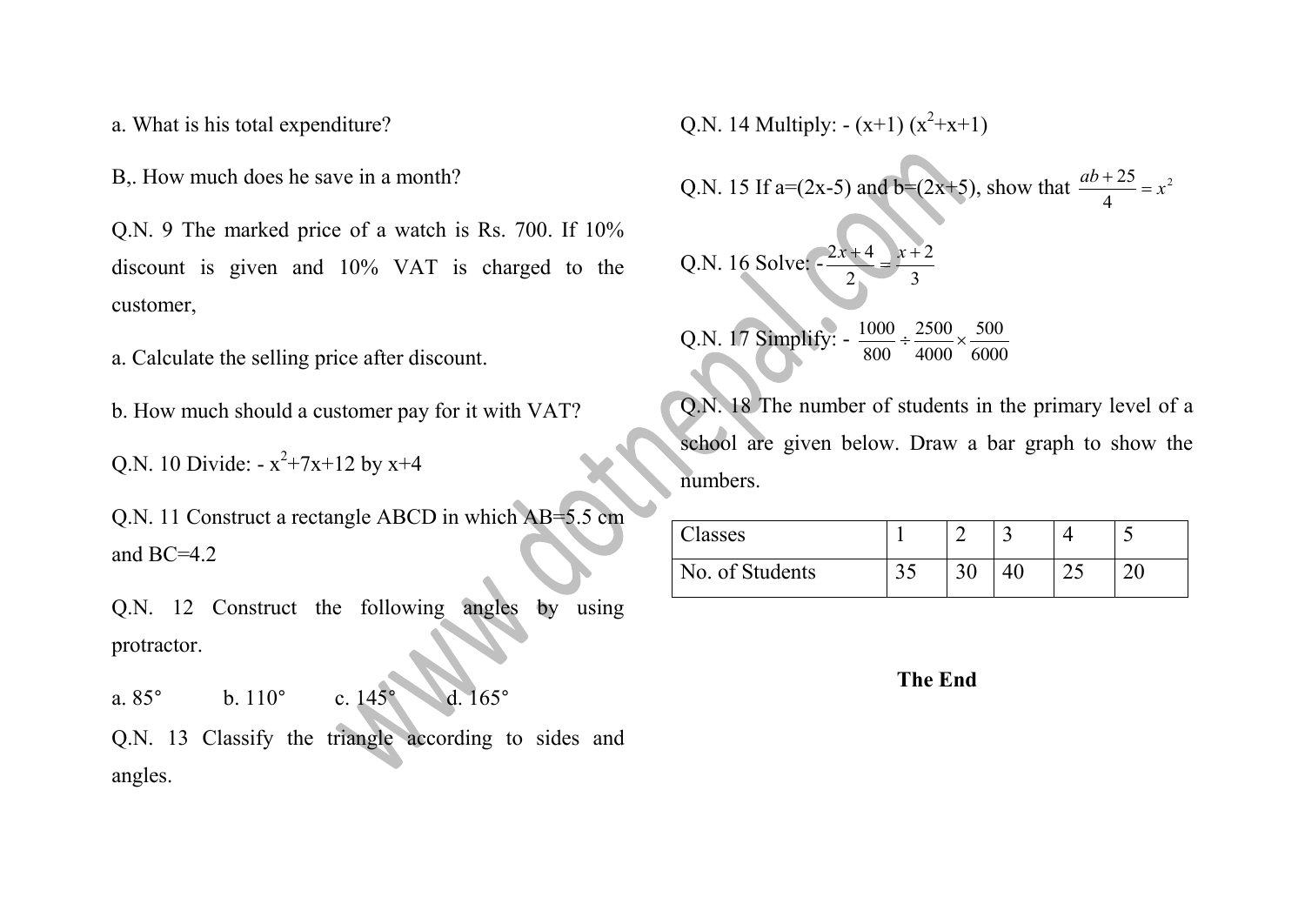a. What is his total expenditure?

B,. How much does he save in a month?

Q.N. 9 The marked price of a watch is Rs. 700. If 10% discount is given and 10% VAT is charged to the customer,

a. Calculate the selling price after discount.

b. How much should a customer pay for it with VAT?

Q.N. 10 Divide: - $x^2+7x+12$ by $x+4$

Q.N. 11 Construct a rectangle ABCD in which AB=5.5 cm and BC=4.2

Q.N. 12 Construct the following angles by using protractor.

a. 85° b. 110° c. 145° d. 165°

Q.N. 13 Classify the triangle according to sides and angles.

Q.N. 14 Multiply: - $(x+1)(x^2+x+1)$

Q.N. 15 If $a=(2x-5)$ and $b=(2x+5)$, show that $\frac{ab+25}{4}=x^2$

Q.N. 16 Solve: - $\frac{2x+4}{2}=\frac{x+2}{3}$

Q.N. 17 Simplify: - $\frac{1000}{800}\div\frac{2500}{4000}\times\frac{500}{6000}$

Q.N. 18 The number of students in the primary level of a school are given below. Draw a bar graph to show the numbers.

| Classes | 1 | 2 | 3 | 4 | 5 |
|---|---|---|---|---|---|
| No. of Students | 35 | 30 | 40 | 25 | 20 |

**The End**